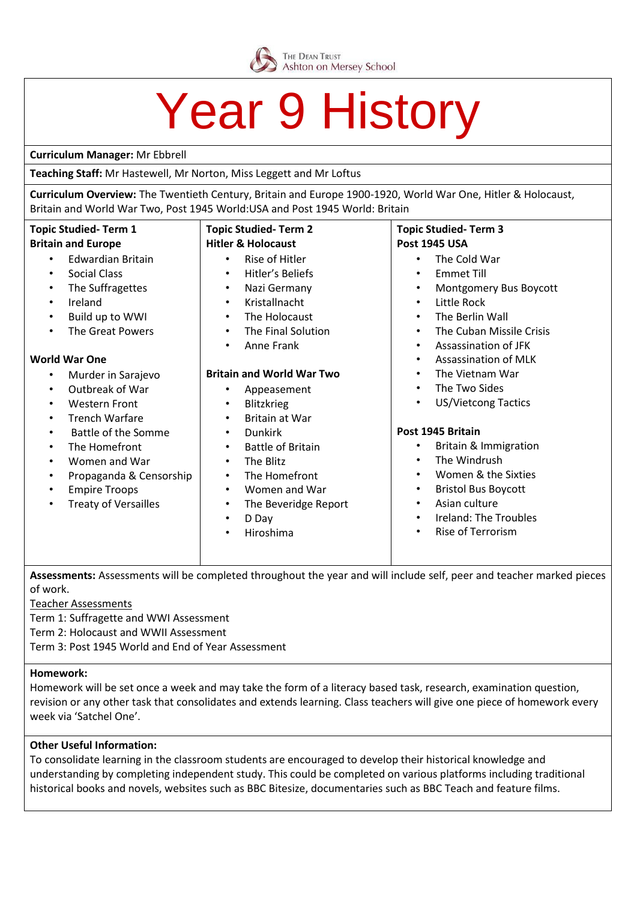The Dean Trust
Ashton on Mersey School

# Year 9 History

**Curriculum Manager:** Mr Ebbrell

**Teaching Staff:** Mr Hastewell, Mr Norton, Miss Leggett and Mr Loftus

**Curriculum Overview:** The Twentieth Century, Britain and Europe 1900-1920, World War One, Hitler & Holocaust, Britain and World War Two, Post 1945 World:USA and Post 1945 World: Britain

**Topic Studied- Term 1**

**Britain and Europe**

- Edwardian Britain
- Social Class
- The Suffragettes
- Ireland
- Build up to WWI
- The Great Powers

**World War One**

- Murder in Sarajevo
- Outbreak of War
- Western Front
- Trench Warfare
- Battle of the Somme
- The Homefront
- Women and War
- Propaganda & Censorship
- Empire Troops
- Treaty of Versailles

**Topic Studied- Term 2**

**Hitler & Holocaust**

- Rise of Hitler
- Hitler's Beliefs
- Nazi Germany
- Kristallnacht
- The Holocaust
- The Final Solution
- Anne Frank

**Britain and World War Two**

- Appeasement
- Blitzkrieg
- Britain at War
- Dunkirk
- Battle of Britain
- The Blitz
- The Homefront
- Women and War
- The Beveridge Report
- D Day
- Hiroshima

**Topic Studied- Term 3**

**Post 1945 USA**

- The Cold War
- Emmet Till
- Montgomery Bus Boycott
- Little Rock
- The Berlin Wall
- The Cuban Missile Crisis
- Assassination of JFK
- Assassination of MLK
- The Vietnam War
- The Two Sides
- US/Vietcong Tactics

**Post 1945 Britain**

- Britain & Immigration
- The Windrush
- Women & the Sixties
- Bristol Bus Boycott
- Asian culture
- Ireland: The Troubles
- Rise of Terrorism

**Assessments:** Assessments will be completed throughout the year and will include self, peer and teacher marked pieces of work.

Teacher Assessments

Term 1: Suffragette and WWI Assessment

Term 2: Holocaust and WWII Assessment

Term 3: Post 1945 World and End of Year Assessment

**Homework:**

Homework will be set once a week and may take the form of a literacy based task, research, examination question, revision or any other task that consolidates and extends learning. Class teachers will give one piece of homework every week via 'Satchel One'.

**Other Useful Information:**

To consolidate learning in the classroom students are encouraged to develop their historical knowledge and understanding by completing independent study. This could be completed on various platforms including traditional historical books and novels, websites such as BBC Bitesize, documentaries such as BBC Teach and feature films.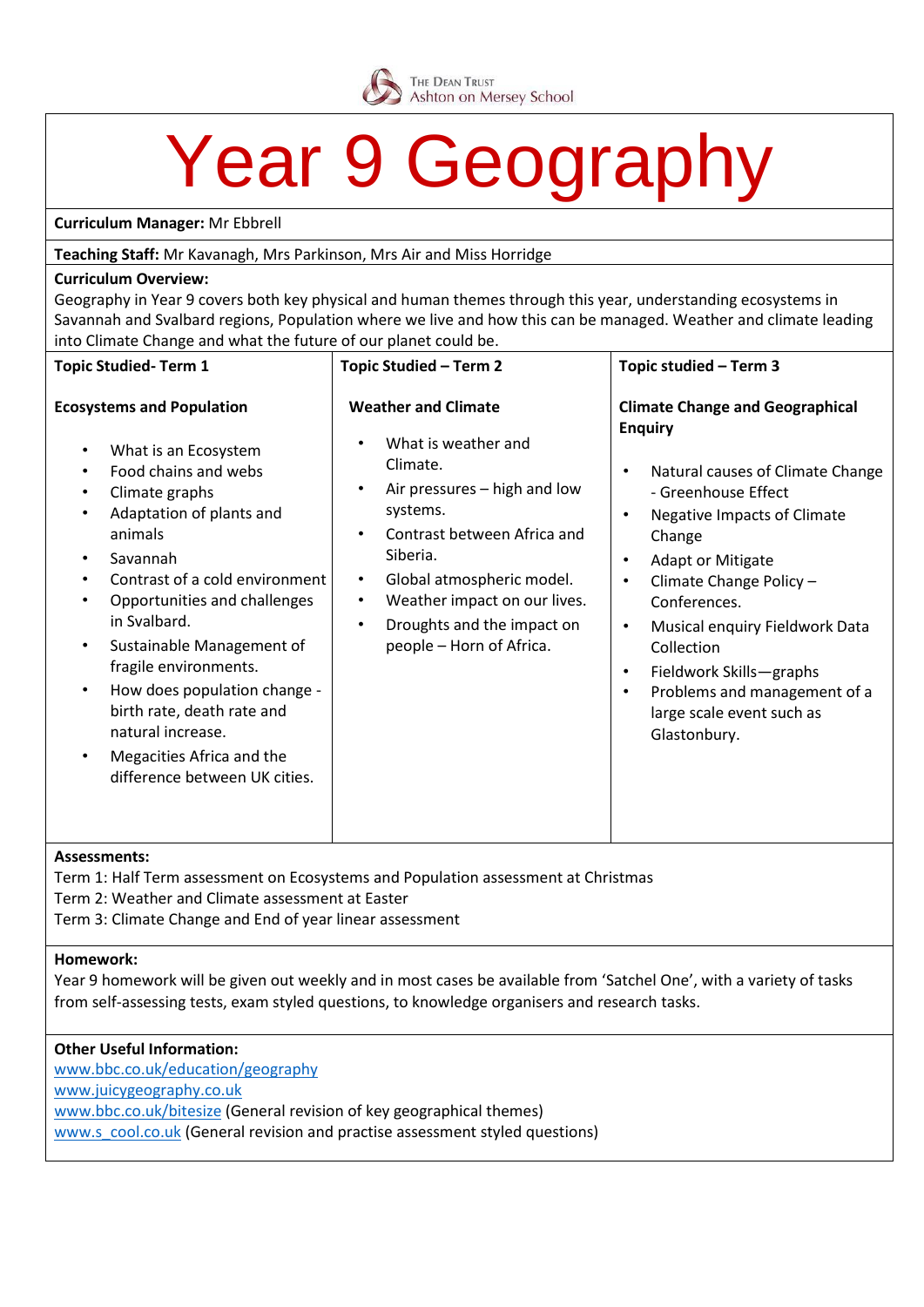The Dean Trust
Ashton on Mersey School

# Year 9 Geography

**Curriculum Manager:** Mr Ebbrell

**Teaching Staff:** Mr Kavanagh, Mrs Parkinson, Mrs Air and Miss Horridge

**Curriculum Overview:**
Geography in Year 9 covers both key physical and human themes through this year, understanding ecosystems in Savannah and Svalbard regions, Population where we live and how this can be managed. Weather and climate leading into Climate Change and what the future of our planet could be.

**Topic Studied- Term 1**

**Ecosystems and Population**

- What is an Ecosystem
- Food chains and webs
- Climate graphs
- Adaptation of plants and animals
- Savannah
- Contrast of a cold environment
- Opportunities and challenges in Svalbard.
- Sustainable Management of fragile environments.
- How does population change - birth rate, death rate and natural increase.
- Megacities Africa and the difference between UK cities.

**Topic Studied – Term 2**

**Weather and Climate**

- What is weather and Climate.
- Air pressures – high and low systems.
- Contrast between Africa and Siberia.
- Global atmospheric model.
- Weather impact on our lives.
- Droughts and the impact on people – Horn of Africa.

**Topic studied – Term 3**

**Climate Change and Geographical Enquiry**

- Natural causes of Climate Change - Greenhouse Effect
- Negative Impacts of Climate Change
- Adapt or Mitigate
- Climate Change Policy – Conferences.
- Musical enquiry Fieldwork Data Collection
- Fieldwork Skills—graphs
- Problems and management of a large scale event such as Glastonbury.

**Assessments:**
Term 1: Half Term assessment on Ecosystems and Population assessment at Christmas
Term 2: Weather and Climate assessment at Easter
Term 3: Climate Change and End of year linear assessment

**Homework:**
Year 9 homework will be given out weekly and in most cases be available from 'Satchel One', with a variety of tasks from self-assessing tests, exam styled questions, to knowledge organisers and research tasks.

**Other Useful Information:**
www.bbc.co.uk/education/geography
www.juicygeography.co.uk
www.bbc.co.uk/bitesize (General revision of key geographical themes)
www.s_cool.co.uk (General revision and practise assessment styled questions)